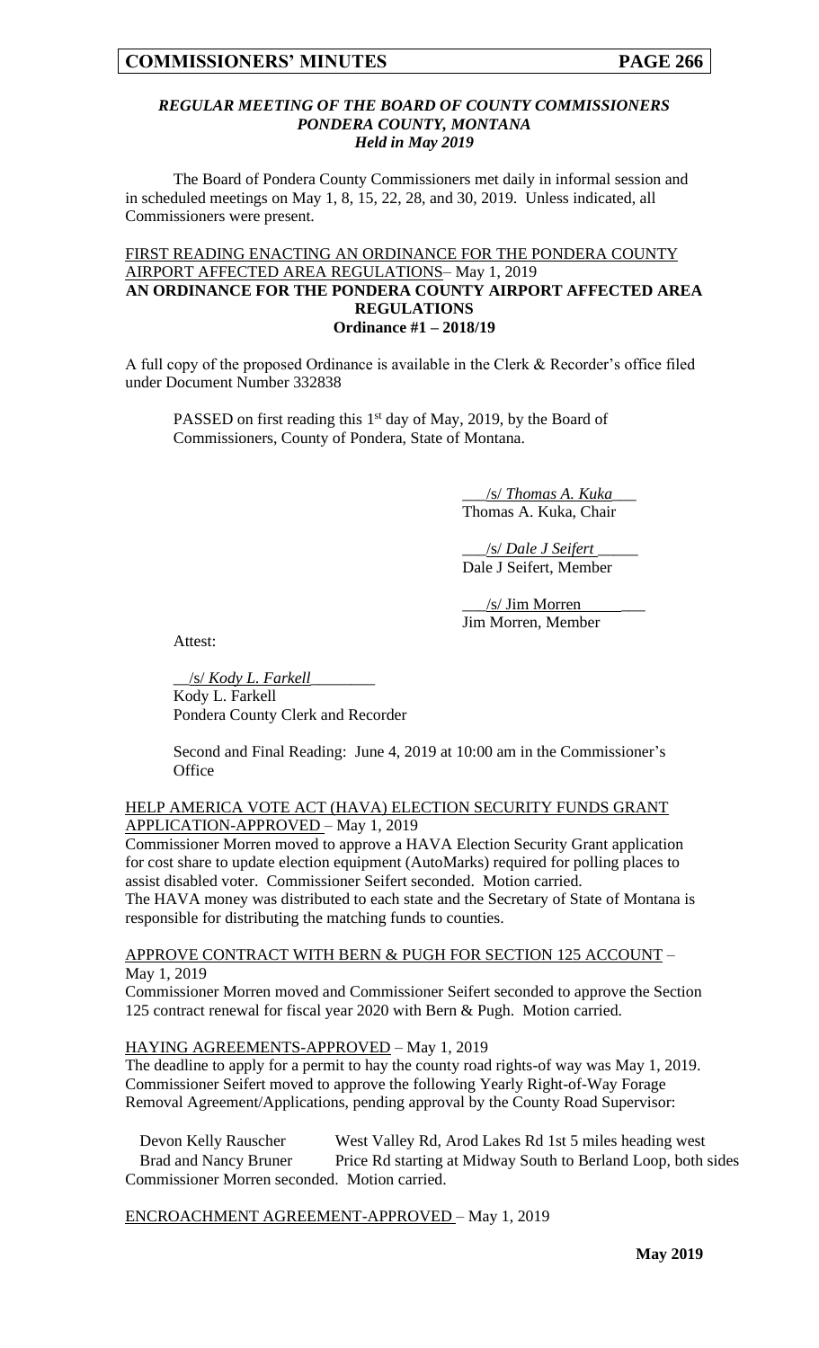### *REGULAR MEETING OF THE BOARD OF COUNTY COMMISSIONERS*
### *PONDERA COUNTY, MONTANA*
### *Held in May 2019*

The Board of Pondera County Commissioners met daily in informal session and in scheduled meetings on May 1, 8, 15, 22, 28, and 30, 2019. Unless indicated, all Commissioners were present.

FIRST READING ENACTING AN ORDINANCE FOR THE PONDERA COUNTY AIRPORT AFFECTED AREA REGULATIONS– May 1, 2019

**AN ORDINANCE FOR THE PONDERA COUNTY AIRPORT AFFECTED AREA REGULATIONS**
**Ordinance #1 – 2018/19**

A full copy of the proposed Ordinance is available in the Clerk & Recorder's office filed under Document Number 332838

PASSED on first reading this 1st day of May, 2019, by the Board of Commissioners, County of Pondera, State of Montana.

___/s/ *Thomas A. Kuka*___
Thomas A. Kuka, Chair

___/s/ *Dale J Seifert*_____
Dale J Seifert, Member

___/s/ Jim Morren________
Jim Morren, Member

Attest:

__/s/ *Kody L. Farkell*________
Kody L. Farkell
Pondera County Clerk and Recorder

Second and Final Reading: June 4, 2019 at 10:00 am in the Commissioner's Office

HELP AMERICA VOTE ACT (HAVA) ELECTION SECURITY FUNDS GRANT APPLICATION-APPROVED – May 1, 2019

Commissioner Morren moved to approve a HAVA Election Security Grant application for cost share to update election equipment (AutoMarks) required for polling places to assist disabled voter. Commissioner Seifert seconded. Motion carried.
The HAVA money was distributed to each state and the Secretary of State of Montana is responsible for distributing the matching funds to counties.

APPROVE CONTRACT WITH BERN & PUGH FOR SECTION 125 ACCOUNT – May 1, 2019

Commissioner Morren moved and Commissioner Seifert seconded to approve the Section 125 contract renewal for fiscal year 2020 with Bern & Pugh. Motion carried.

HAYING AGREEMENTS-APPROVED – May 1, 2019

The deadline to apply for a permit to hay the county road rights-of way was May 1, 2019. Commissioner Seifert moved to approve the following Yearly Right-of-Way Forage Removal Agreement/Applications, pending approval by the County Road Supervisor:

| | |
|---|---|
| Devon Kelly Rauscher | West Valley Rd, Arod Lakes Rd 1st 5 miles heading west |
| Brad and Nancy Bruner | Price Rd starting at Midway South to Berland Loop, both sides |

Commissioner Morren seconded. Motion carried.

ENCROACHMENT AGREEMENT-APPROVED – May 1, 2019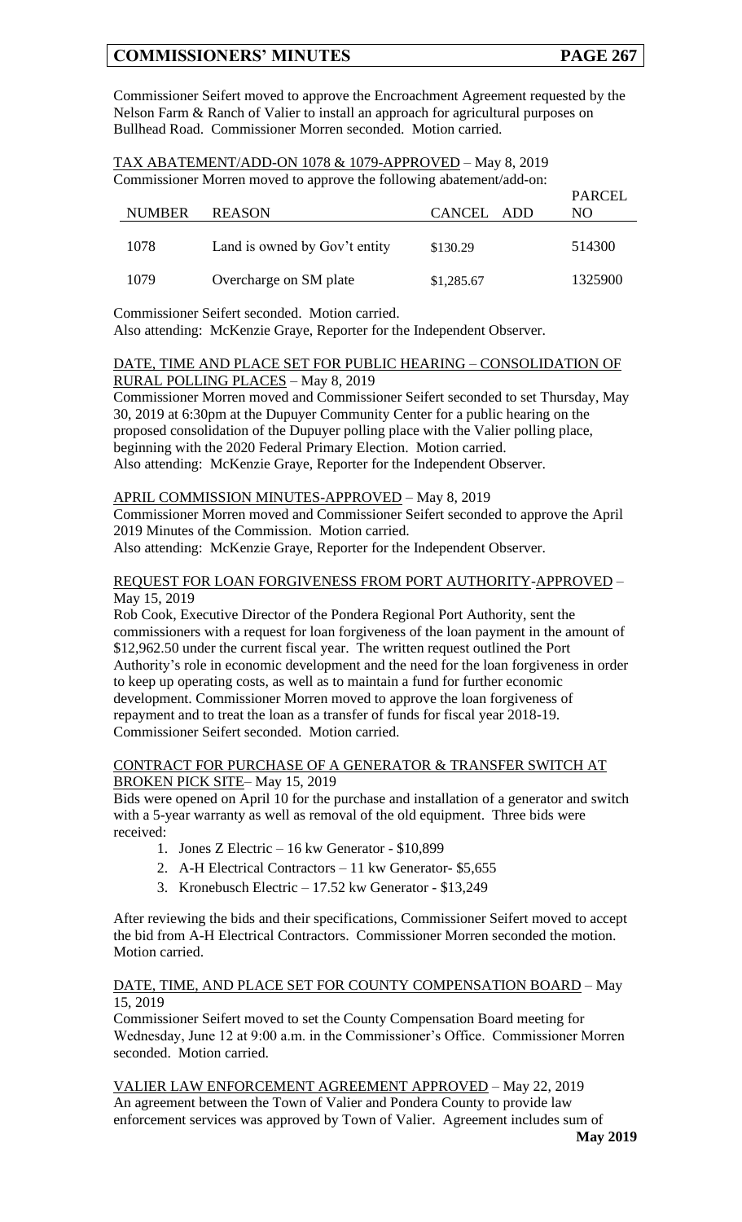Commissioner Seifert moved to approve the Encroachment Agreement requested by the Nelson Farm & Ranch of Valier to install an approach for agricultural purposes on Bullhead Road. Commissioner Morren seconded. Motion carried.

TAX ABATEMENT/ADD-ON 1078 & 1079-APPROVED – May 8, 2019

Commissioner Morren moved to approve the following abatement/add-on:

| NUMBER | REASON | CANCEL | ADD | PARCEL NO |
|---|---|---|---|---|
| 1078 | Land is owned by Gov't entity | $130.29 | | 514300 |
| 1079 | Overcharge on SM plate | $1,285.67 | | 1325900 |

Commissioner Seifert seconded. Motion carried.
Also attending: McKenzie Graye, Reporter for the Independent Observer.

DATE, TIME AND PLACE SET FOR PUBLIC HEARING – CONSOLIDATION OF RURAL POLLING PLACES – May 8, 2019

Commissioner Morren moved and Commissioner Seifert seconded to set Thursday, May 30, 2019 at 6:30pm at the Dupuyer Community Center for a public hearing on the proposed consolidation of the Dupuyer polling place with the Valier polling place, beginning with the 2020 Federal Primary Election. Motion carried.
Also attending: McKenzie Graye, Reporter for the Independent Observer.

APRIL COMMISSION MINUTES-APPROVED – May 8, 2019

Commissioner Morren moved and Commissioner Seifert seconded to approve the April 2019 Minutes of the Commission. Motion carried.
Also attending: McKenzie Graye, Reporter for the Independent Observer.

REQUEST FOR LOAN FORGIVENESS FROM PORT AUTHORITY-APPROVED – May 15, 2019

Rob Cook, Executive Director of the Pondera Regional Port Authority, sent the commissioners with a request for loan forgiveness of the loan payment in the amount of $12,962.50 under the current fiscal year. The written request outlined the Port Authority's role in economic development and the need for the loan forgiveness in order to keep up operating costs, as well as to maintain a fund for further economic development. Commissioner Morren moved to approve the loan forgiveness of repayment and to treat the loan as a transfer of funds for fiscal year 2018-19. Commissioner Seifert seconded. Motion carried.

CONTRACT FOR PURCHASE OF A GENERATOR & TRANSFER SWITCH AT BROKEN PICK SITE– May 15, 2019

Bids were opened on April 10 for the purchase and installation of a generator and switch with a 5-year warranty as well as removal of the old equipment. Three bids were received:

1. Jones Z Electric – 16 kw Generator - $10,899
2. A-H Electrical Contractors – 11 kw Generator- $5,655
3. Kronebusch Electric – 17.52 kw Generator - $13,249

After reviewing the bids and their specifications, Commissioner Seifert moved to accept the bid from A-H Electrical Contractors. Commissioner Morren seconded the motion. Motion carried.

DATE, TIME, AND PLACE SET FOR COUNTY COMPENSATION BOARD – May 15, 2019

Commissioner Seifert moved to set the County Compensation Board meeting for Wednesday, June 12 at 9:00 a.m. in the Commissioner's Office. Commissioner Morren seconded. Motion carried.

VALIER LAW ENFORCEMENT AGREEMENT APPROVED – May 22, 2019

An agreement between the Town of Valier and Pondera County to provide law enforcement services was approved by Town of Valier. Agreement includes sum of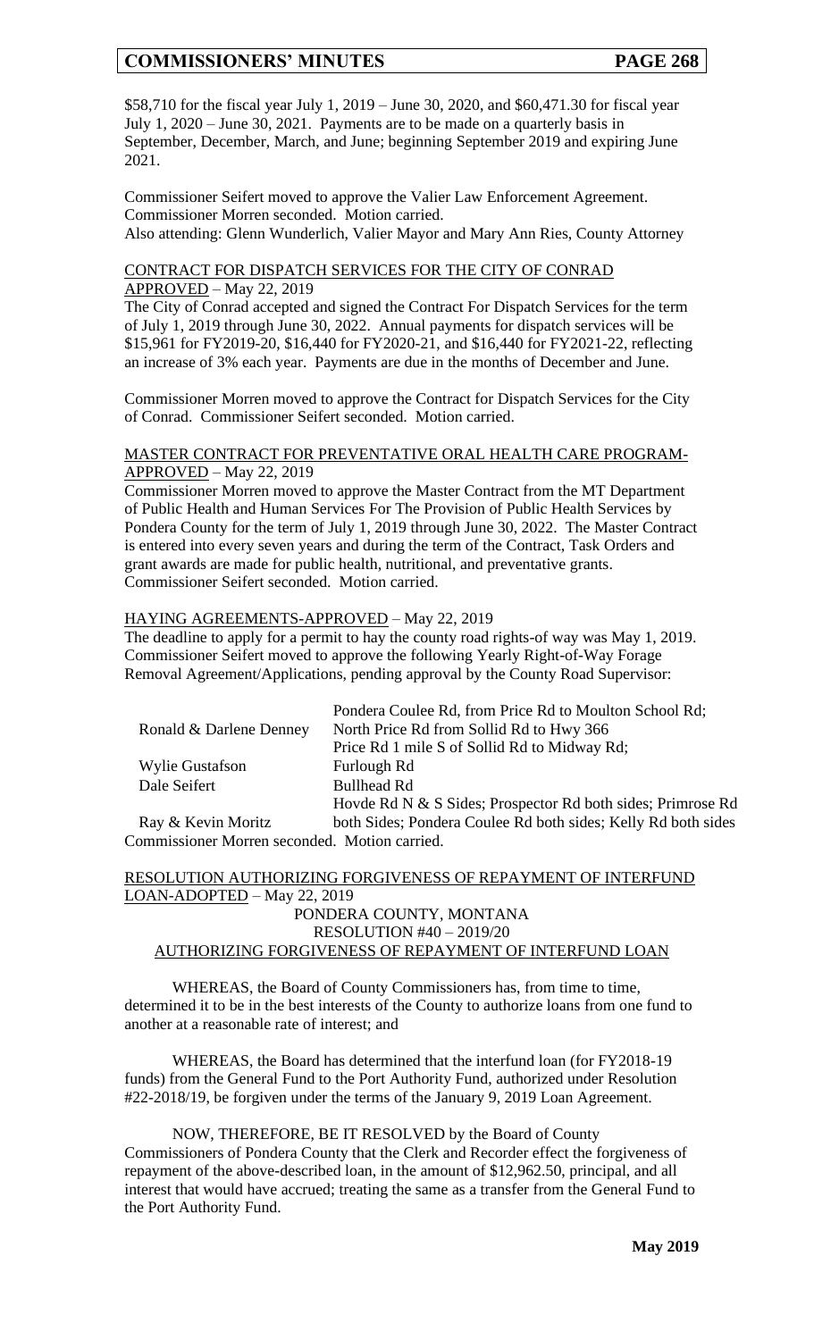$58,710 for the fiscal year July 1, 2019 – June 30, 2020, and $60,471.30 for fiscal year July 1, 2020 – June 30, 2021. Payments are to be made on a quarterly basis in September, December, March, and June; beginning September 2019 and expiring June 2021.

Commissioner Seifert moved to approve the Valier Law Enforcement Agreement. Commissioner Morren seconded. Motion carried.
Also attending: Glenn Wunderlich, Valier Mayor and Mary Ann Ries, County Attorney

CONTRACT FOR DISPATCH SERVICES FOR THE CITY OF CONRAD APPROVED – May 22, 2019

The City of Conrad accepted and signed the Contract For Dispatch Services for the term of July 1, 2019 through June 30, 2022. Annual payments for dispatch services will be $15,961 for FY2019-20, $16,440 for FY2020-21, and $16,440 for FY2021-22, reflecting an increase of 3% each year. Payments are due in the months of December and June.

Commissioner Morren moved to approve the Contract for Dispatch Services for the City of Conrad. Commissioner Seifert seconded. Motion carried.

MASTER CONTRACT FOR PREVENTATIVE ORAL HEALTH CARE PROGRAM-APPROVED – May 22, 2019

Commissioner Morren moved to approve the Master Contract from the MT Department of Public Health and Human Services For The Provision of Public Health Services by Pondera County for the term of July 1, 2019 through June 30, 2022. The Master Contract is entered into every seven years and during the term of the Contract, Task Orders and grant awards are made for public health, nutritional, and preventative grants. Commissioner Seifert seconded. Motion carried.

HAYING AGREEMENTS-APPROVED – May 22, 2019

The deadline to apply for a permit to hay the county road rights-of way was May 1, 2019. Commissioner Seifert moved to approve the following Yearly Right-of-Way Forage Removal Agreement/Applications, pending approval by the County Road Supervisor:

| | |
|---|---|
| Ronald & Darlene Denney | Pondera Coulee Rd, from Price Rd to Moulton School Rd; North Price Rd from Sollid Rd to Hwy 366 Price Rd 1 mile S of Sollid Rd to Midway Rd; |
| Wylie Gustafson | Furlough Rd |
| Dale Seifert | Bullhead Rd |
| Ray & Kevin Moritz | Hovde Rd N & S Sides; Prospector Rd both sides; Primrose Rd both Sides; Pondera Coulee Rd both sides; Kelly Rd both sides |

Commissioner Morren seconded. Motion carried.

RESOLUTION AUTHORIZING FORGIVENESS OF REPAYMENT OF INTERFUND LOAN-ADOPTED – May 22, 2019

PONDERA COUNTY, MONTANA
RESOLUTION #40 – 2019/20
AUTHORIZING FORGIVENESS OF REPAYMENT OF INTERFUND LOAN

WHEREAS, the Board of County Commissioners has, from time to time, determined it to be in the best interests of the County to authorize loans from one fund to another at a reasonable rate of interest; and

WHEREAS, the Board has determined that the interfund loan (for FY2018-19 funds) from the General Fund to the Port Authority Fund, authorized under Resolution #22-2018/19, be forgiven under the terms of the January 9, 2019 Loan Agreement.

NOW, THEREFORE, BE IT RESOLVED by the Board of County Commissioners of Pondera County that the Clerk and Recorder effect the forgiveness of repayment of the above-described loan, in the amount of $12,962.50, principal, and all interest that would have accrued; treating the same as a transfer from the General Fund to the Port Authority Fund.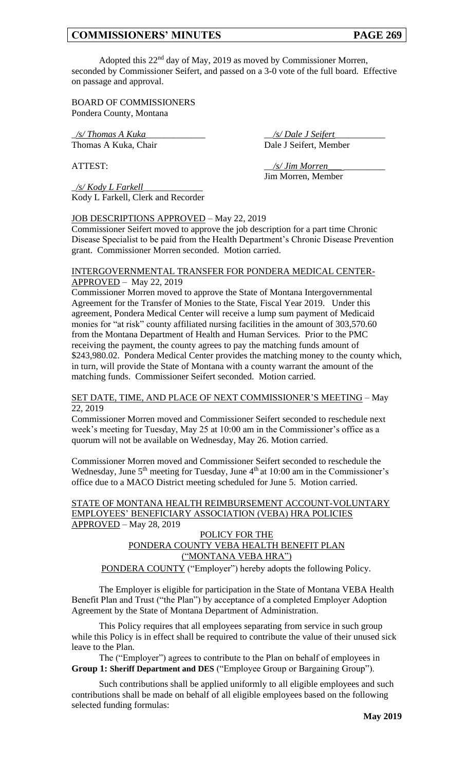Adopted this 22nd day of May, 2019 as moved by Commissioner Morren, seconded by Commissioner Seifert, and passed on a 3-0 vote of the full board. Effective on passage and approval.

BOARD OF COMMISSIONERS
Pondera County, Montana

_/s/ Thomas A Kuka_____________
Thomas A Kuka, Chair

__/s/ Dale J Seifert___________
Dale J Seifert, Member

ATTEST:

__/s/ Jim Morren___ _________
Jim Morren, Member

_/s/ Kody L Farkell_____________
Kody L Farkell, Clerk and Recorder

JOB DESCRIPTIONS APPROVED – May 22, 2019

Commissioner Seifert moved to approve the job description for a part time Chronic Disease Specialist to be paid from the Health Department's Chronic Disease Prevention grant. Commissioner Morren seconded. Motion carried.

INTERGOVERNMENTAL TRANSFER FOR PONDERA MEDICAL CENTER-APPROVED – May 22, 2019

Commissioner Morren moved to approve the State of Montana Intergovernmental Agreement for the Transfer of Monies to the State, Fiscal Year 2019. Under this agreement, Pondera Medical Center will receive a lump sum payment of Medicaid monies for "at risk" county affiliated nursing facilities in the amount of 303,570.60 from the Montana Department of Health and Human Services. Prior to the PMC receiving the payment, the county agrees to pay the matching funds amount of $243,980.02. Pondera Medical Center provides the matching money to the county which, in turn, will provide the State of Montana with a county warrant the amount of the matching funds. Commissioner Seifert seconded. Motion carried.

SET DATE, TIME, AND PLACE OF NEXT COMMISSIONER'S MEETING – May 22, 2019

Commissioner Morren moved and Commissioner Seifert seconded to reschedule next week's meeting for Tuesday, May 25 at 10:00 am in the Commissioner's office as a quorum will not be available on Wednesday, May 26. Motion carried.

Commissioner Morren moved and Commissioner Seifert seconded to reschedule the Wednesday, June 5th meeting for Tuesday, June 4th at 10:00 am in the Commissioner's office due to a MACO District meeting scheduled for June 5. Motion carried.

STATE OF MONTANA HEALTH REIMBURSEMENT ACCOUNT-VOLUNTARY EMPLOYEES' BENEFICIARY ASSOCIATION (VEBA) HRA POLICIES APPROVED – May 28, 2019

POLICY FOR THE
PONDERA COUNTY VEBA HEALTH BENEFIT PLAN
("MONTANA VEBA HRA")

PONDERA COUNTY ("Employer") hereby adopts the following Policy.

The Employer is eligible for participation in the State of Montana VEBA Health Benefit Plan and Trust ("the Plan") by acceptance of a completed Employer Adoption Agreement by the State of Montana Department of Administration.

This Policy requires that all employees separating from service in such group while this Policy is in effect shall be required to contribute the value of their unused sick leave to the Plan.

The ("Employer") agrees to contribute to the Plan on behalf of employees in **Group 1: Sheriff Department and DES** ("Employee Group or Bargaining Group").

Such contributions shall be applied uniformly to all eligible employees and such contributions shall be made on behalf of all eligible employees based on the following selected funding formulas: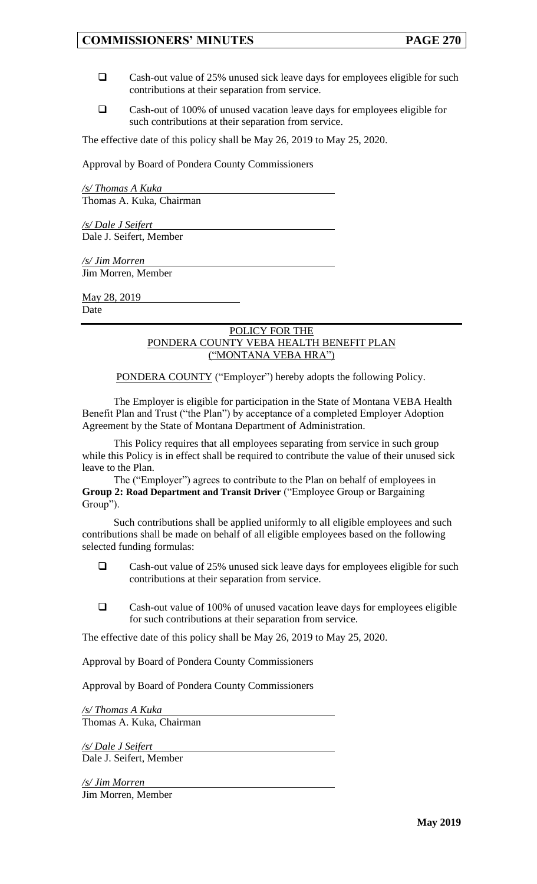- ❑ Cash-out value of 25% unused sick leave days for employees eligible for such contributions at their separation from service.
- ❑ Cash-out of 100% of unused vacation leave days for employees eligible for such contributions at their separation from service.

The effective date of this policy shall be May 26, 2019 to May 25, 2020.

Approval by Board of Pondera County Commissioners

*/s/ Thomas A Kuka*
Thomas A. Kuka, Chairman

*/s/ Dale J Seifert*
Dale J. Seifert, Member

*/s/ Jim Morren*
Jim Morren, Member

May 28, 2019
Date

---

POLICY FOR THE
PONDERA COUNTY VEBA HEALTH BENEFIT PLAN
("MONTANA VEBA HRA")

PONDERA COUNTY ("Employer") hereby adopts the following Policy.

The Employer is eligible for participation in the State of Montana VEBA Health Benefit Plan and Trust ("the Plan") by acceptance of a completed Employer Adoption Agreement by the State of Montana Department of Administration.

This Policy requires that all employees separating from service in such group while this Policy is in effect shall be required to contribute the value of their unused sick leave to the Plan.

The ("Employer") agrees to contribute to the Plan on behalf of employees in **Group 2: Road Department and Transit Driver** ("Employee Group or Bargaining Group").

Such contributions shall be applied uniformly to all eligible employees and such contributions shall be made on behalf of all eligible employees based on the following selected funding formulas:

- ❑ Cash-out value of 25% unused sick leave days for employees eligible for such contributions at their separation from service.
- ❑ Cash-out value of 100% of unused vacation leave days for employees eligible for such contributions at their separation from service.

The effective date of this policy shall be May 26, 2019 to May 25, 2020.

Approval by Board of Pondera County Commissioners

Approval by Board of Pondera County Commissioners

*/s/ Thomas A Kuka*
Thomas A. Kuka, Chairman

*/s/ Dale J Seifert*
Dale J. Seifert, Member

*/s/ Jim Morren*
Jim Morren, Member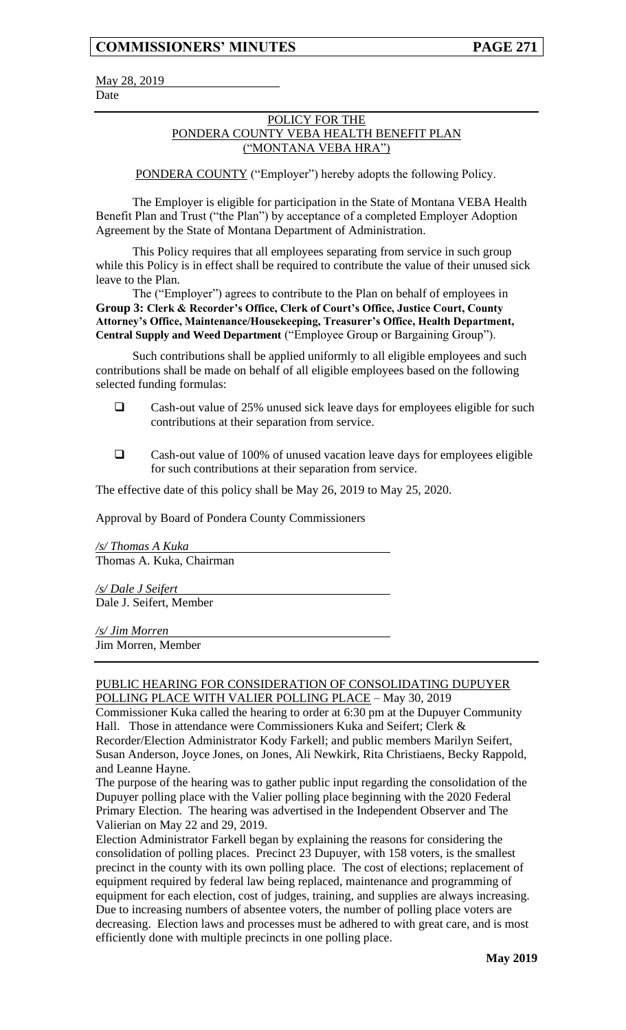May 28, 2019
Date

## POLICY FOR THE PONDERA COUNTY VEBA HEALTH BENEFIT PLAN ("MONTANA VEBA HRA")

PONDERA COUNTY ("Employer") hereby adopts the following Policy.

The Employer is eligible for participation in the State of Montana VEBA Health Benefit Plan and Trust ("the Plan") by acceptance of a completed Employer Adoption Agreement by the State of Montana Department of Administration.

This Policy requires that all employees separating from service in such group while this Policy is in effect shall be required to contribute the value of their unused sick leave to the Plan.

The ("Employer") agrees to contribute to the Plan on behalf of employees in **Group 3: Clerk & Recorder's Office, Clerk of Court's Office, Justice Court, County Attorney's Office, Maintenance/Housekeeping, Treasurer's Office, Health Department, Central Supply and Weed Department** ("Employee Group or Bargaining Group").

Such contributions shall be applied uniformly to all eligible employees and such contributions shall be made on behalf of all eligible employees based on the following selected funding formulas:

- ☐ Cash-out value of 25% unused sick leave days for employees eligible for such contributions at their separation from service.
- ☐ Cash-out value of 100% of unused vacation leave days for employees eligible for such contributions at their separation from service.

The effective date of this policy shall be May 26, 2019 to May 25, 2020.

Approval by Board of Pondera County Commissioners

*/s/ Thomas A Kuka*
Thomas A. Kuka, Chairman

*/s/ Dale J Seifert*
Dale J. Seifert, Member

*/s/ Jim Morren*
Jim Morren, Member

## PUBLIC HEARING FOR CONSIDERATION OF CONSOLIDATING DUPUYER POLLING PLACE WITH VALIER POLLING PLACE – May 30, 2019

Commissioner Kuka called the hearing to order at 6:30 pm at the Dupuyer Community Hall. Those in attendance were Commissioners Kuka and Seifert; Clerk & Recorder/Election Administrator Kody Farkell; and public members Marilyn Seifert, Susan Anderson, Joyce Jones, on Jones, Ali Newkirk, Rita Christiaens, Becky Rappold, and Leanne Hayne.

The purpose of the hearing was to gather public input regarding the consolidation of the Dupuyer polling place with the Valier polling place beginning with the 2020 Federal Primary Election. The hearing was advertised in the Independent Observer and The Valierian on May 22 and 29, 2019.

Election Administrator Farkell began by explaining the reasons for considering the consolidation of polling places. Precinct 23 Dupuyer, with 158 voters, is the smallest precinct in the county with its own polling place. The cost of elections; replacement of equipment required by federal law being replaced, maintenance and programming of equipment for each election, cost of judges, training, and supplies are always increasing. Due to increasing numbers of absentee voters, the number of polling place voters are decreasing. Election laws and processes must be adhered to with great care, and is most efficiently done with multiple precincts in one polling place.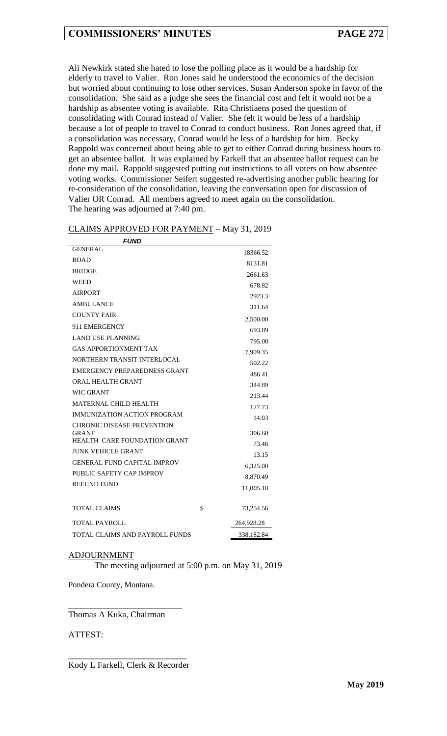Ali Newkirk stated she hated to lose the polling place as it would be a hardship for elderly to travel to Valier. Ron Jones said he understood the economics of the decision but worried about continuing to lose other services. Susan Anderson spoke in favor of the consolidation. She said as a judge she sees the financial cost and felt it would not be a hardship as absentee voting is available. Rita Christiaens posed the question of consolidating with Conrad instead of Valier. She felt it would be less of a hardship because a lot of people to travel to Conrad to conduct business. Ron Jones agreed that, if a consolidation was necessary, Conrad would be less of a hardship for him. Becky Rappold was concerned about being able to get to either Conrad during business hours to get an absentee ballot. It was explained by Farkell that an absentee ballot request can be done my mail. Rappold suggested putting out instructions to all voters on how absentee voting works. Commissioner Seifert suggested re-advertising another public hearing for re-consideration of the consolidation, leaving the conversation open for discussion of Valier OR Conrad. All members agreed to meet again on the consolidation.
The hearing was adjourned at 7:40 pm.

CLAIMS APPROVED FOR PAYMENT – May 31, 2019

| ***FUND*** | | |
|---|---|---|
| GENERAL | | 18366.52 |
| ROAD | | 8131.81 |
| BRIDGE | | 2661.63 |
| WEED | | 678.82 |
| AIRPORT | | 2923.3 |
| AMBULANCE | | 311.64 |
| COUNTY FAIR | | 2,500.00 |
| 911 EMERGENCY | | 693.89 |
| LAND USE PLANNING | | 795.00 |
| GAS APPORTIONMENT TAX | | 7,909.35 |
| NORTHERN TRANSIT INTERLOCAL | | 502.22 |
| EMERGENCY PREPAREDNESS GRANT | | 486.41 |
| ORAL HEALTH GRANT | | 344.89 |
| WIC GRANT | | 213.44 |
| MATERNAL CHILD HEALTH | | 127.73 |
| IMMUNIZATION ACTION PROGRAM | | 14.03 |
| CHRONIC DISEASE PREVENTION GRANT | | 306.60 |
| HEALTH CARE FOUNDATION GRANT | | 73.46 |
| JUNK VEHICLE GRANT | | 13.15 |
| GENERAL FUND CAPITAL IMPROV | | 6,325.00 |
| PUBLIC SAFETY CAP IMPROV | | 8,870.49 |
| REFUND FUND | | 11,005.18 |
| | | |
| TOTAL CLAIMS | $ | 73,254.56 |
| TOTAL PAYROLL | | 264,928.28 |
| TOTAL CLAIMS AND PAYROLL FUNDS | | 338,182.84 |

ADJOURNMENT

The meeting adjourned at 5:00 p.m. on May 31, 2019

Pondera County, Montana.

___________________________
Thomas A Kuka, Chairman

ATTEST:

___________________________
Kody L Farkell, Clerk & Recorder